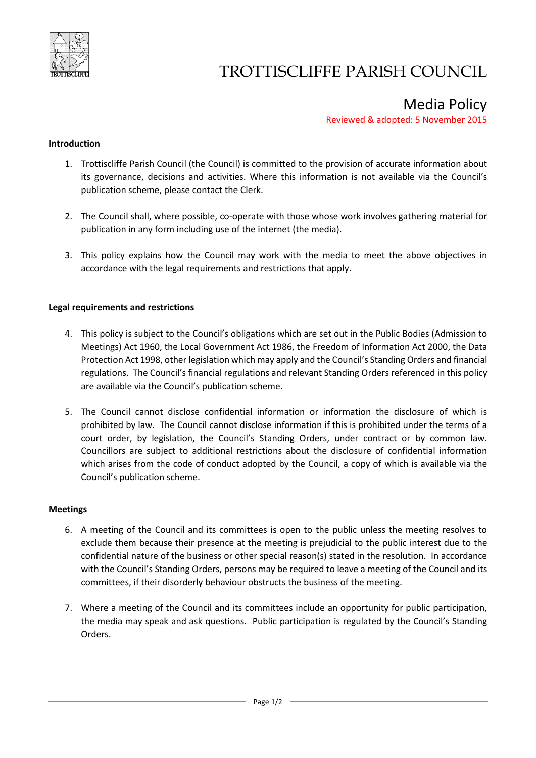# TROTTISCLIFFE PARISH COUNCIL

## Media Policy

Reviewed & adopted: 5 November 2015

### Introduction

1. Trottiscliffe Parish Council (the Council) is committed to the provision of accurate information about its governance, decisions and activities. Where this information is not available via the Council's publication scheme, please contact the Clerk.

2. The Council shall, where possible, co-operate with those whose work involves gathering material for publication in any form including use of the internet (the media).

3. This policy explains how the Council may work with the media to meet the above objectives in accordance with the legal requirements and restrictions that apply.

### Legal requirements and restrictions

4. This policy is subject to the Council's obligations which are set out in the Public Bodies (Admission to Meetings) Act 1960, the Local Government Act 1986, the Freedom of Information Act 2000, the Data Protection Act 1998, other legislation which may apply and the Council's Standing Orders and financial regulations. The Council's financial regulations and relevant Standing Orders referenced in this policy are available via the Council's publication scheme.

5. The Council cannot disclose confidential information or information the disclosure of which is prohibited by law. The Council cannot disclose information if this is prohibited under the terms of a court order, by legislation, the Council's Standing Orders, under contract or by common law. Councillors are subject to additional restrictions about the disclosure of confidential information which arises from the code of conduct adopted by the Council, a copy of which is available via the Council's publication scheme.

### Meetings

6. A meeting of the Council and its committees is open to the public unless the meeting resolves to exclude them because their presence at the meeting is prejudicial to the public interest due to the confidential nature of the business or other special reason(s) stated in the resolution. In accordance with the Council's Standing Orders, persons may be required to leave a meeting of the Council and its committees, if their disorderly behaviour obstructs the business of the meeting.

7. Where a meeting of the Council and its committees include an opportunity for public participation, the media may speak and ask questions. Public participation is regulated by the Council's Standing Orders.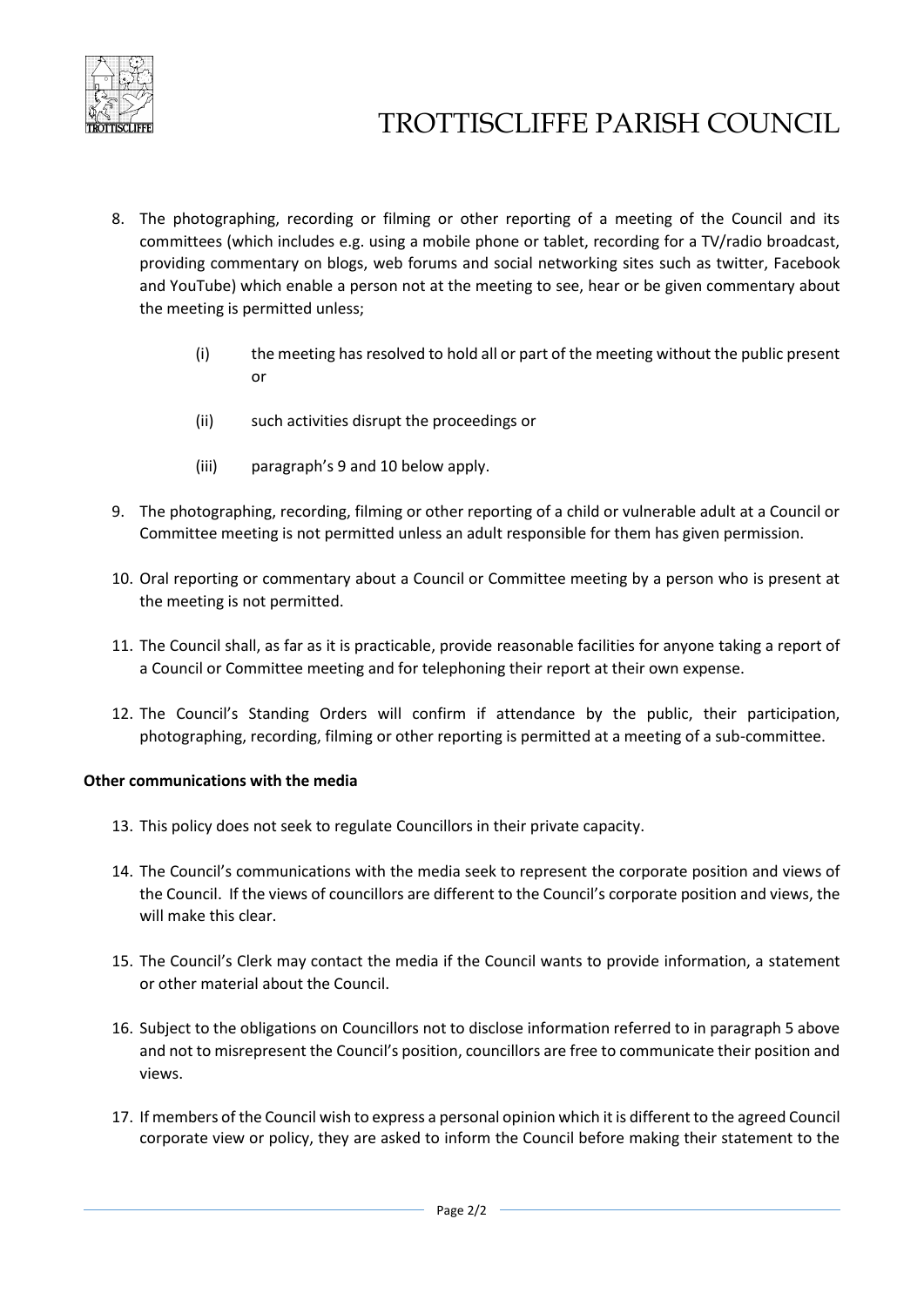8. The photographing, recording or filming or other reporting of a meeting of the Council and its committees (which includes e.g. using a mobile phone or tablet, recording for a TV/radio broadcast, providing commentary on blogs, web forums and social networking sites such as twitter, Facebook and YouTube) which enable a person not at the meeting to see, hear or be given commentary about the meeting is permitted unless;

   (i) the meeting has resolved to hold all or part of the meeting without the public present or

   (ii) such activities disrupt the proceedings or

   (iii) paragraph's 9 and 10 below apply.

9. The photographing, recording, filming or other reporting of a child or vulnerable adult at a Council or Committee meeting is not permitted unless an adult responsible for them has given permission.

10. Oral reporting or commentary about a Council or Committee meeting by a person who is present at the meeting is not permitted.

11. The Council shall, as far as it is practicable, provide reasonable facilities for anyone taking a report of a Council or Committee meeting and for telephoning their report at their own expense.

12. The Council's Standing Orders will confirm if attendance by the public, their participation, photographing, recording, filming or other reporting is permitted at a meeting of a sub-committee.

**Other communications with the media**

13. This policy does not seek to regulate Councillors in their private capacity.

14. The Council's communications with the media seek to represent the corporate position and views of the Council. If the views of councillors are different to the Council's corporate position and views, the will make this clear.

15. The Council's Clerk may contact the media if the Council wants to provide information, a statement or other material about the Council.

16. Subject to the obligations on Councillors not to disclose information referred to in paragraph 5 above and not to misrepresent the Council's position, councillors are free to communicate their position and views.

17. If members of the Council wish to express a personal opinion which it is different to the agreed Council corporate view or policy, they are asked to inform the Council before making their statement to the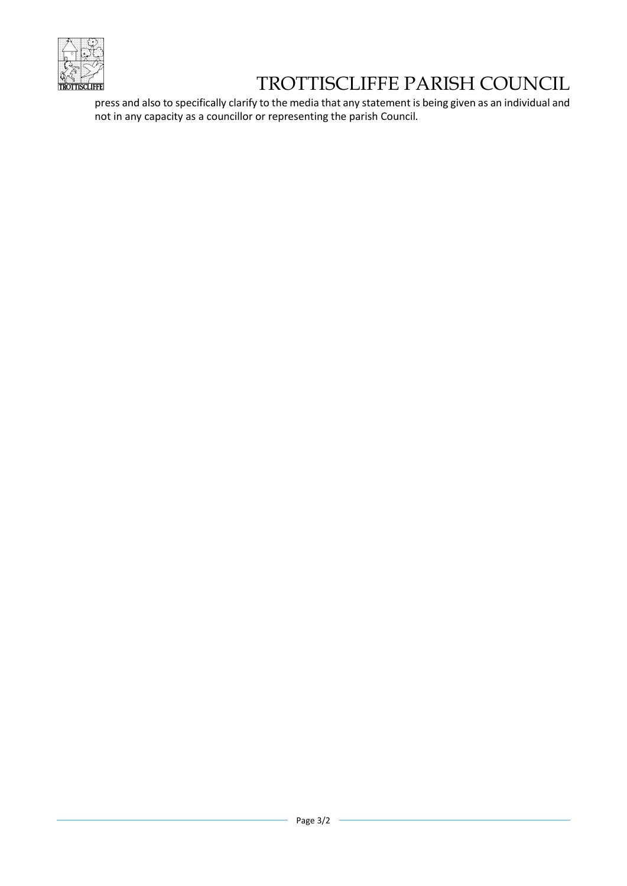press and also to specifically clarify to the media that any statement is being given as an individual and not in any capacity as a councillor or representing the parish Council.